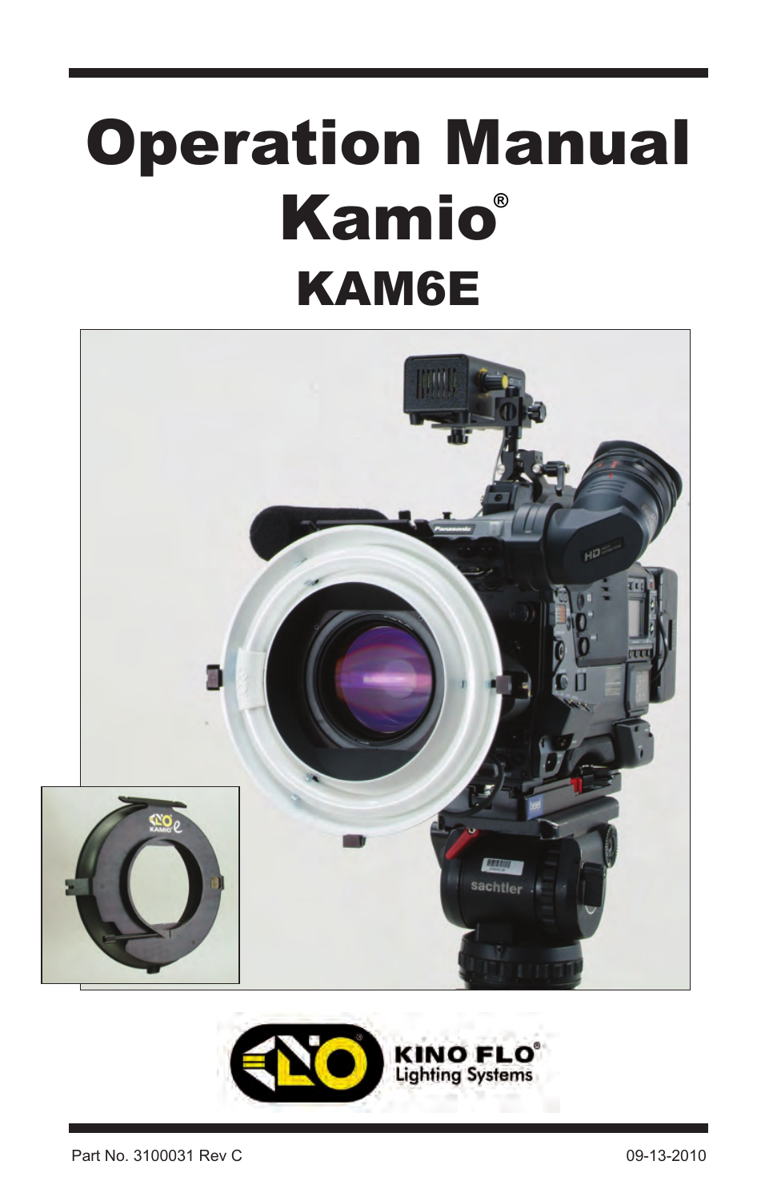# Operation Manual

# Kamio®

## KAM6E

KINO FLO® Lighting Systems

Part No. 3100031 Rev C

09-13-2010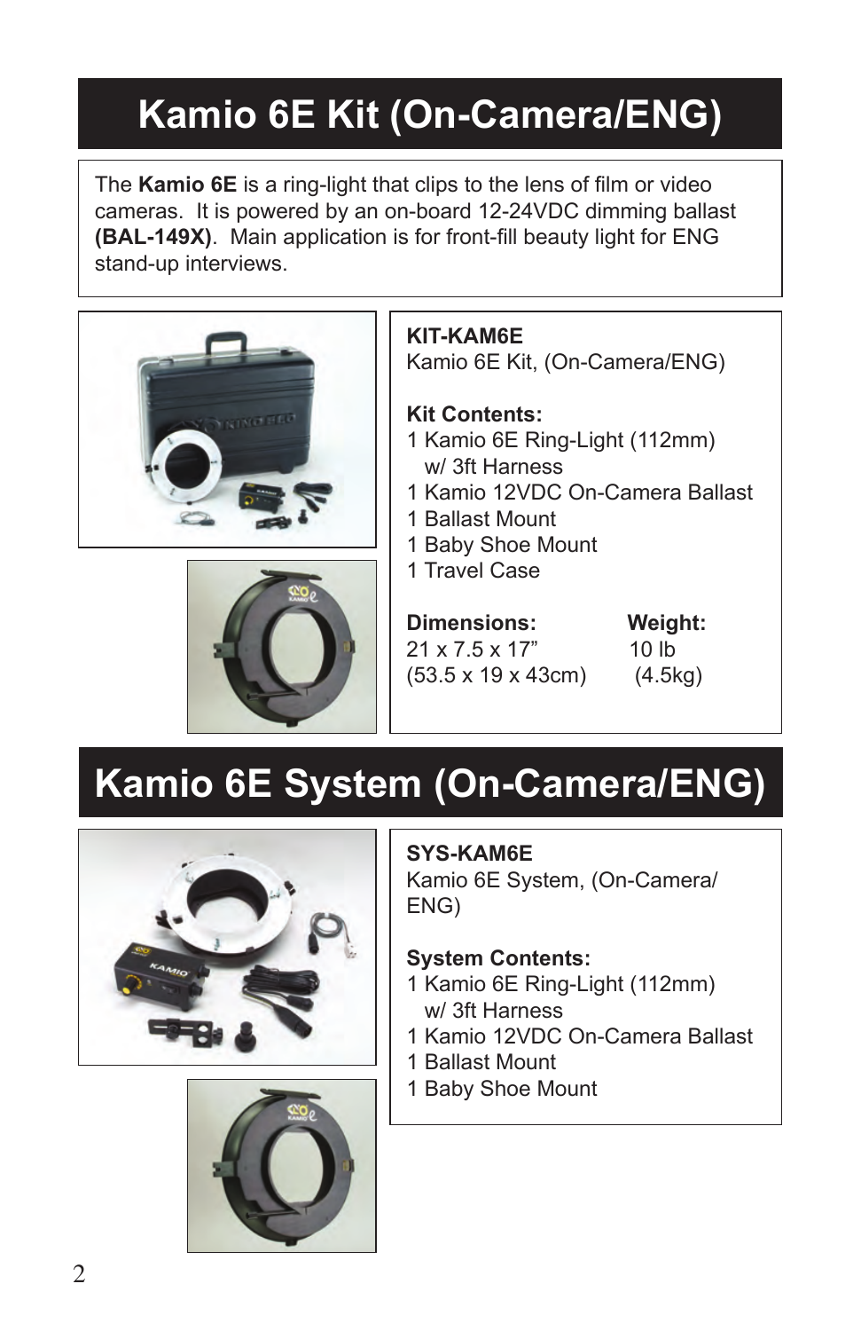# Kamio 6E Kit (On-Camera/ENG)

The **Kamio 6E** is a ring-light that clips to the lens of film or video cameras. It is powered by an on-board 12-24VDC dimming ballast **(BAL-149X)**. Main application is for front-fill beauty light for ENG stand-up interviews.

**KIT-KAM6E**
Kamio 6E Kit, (On-Camera/ENG)

**Kit Contents:**
1 Kamio 6E Ring-Light (112mm)
  w/ 3ft Harness
1 Kamio 12VDC On-Camera Ballast
1 Ballast Mount
1 Baby Shoe Mount
1 Travel Case

| **Dimensions:** | **Weight:** |
| --- | --- |
| 21 x 7.5 x 17” | 10 lb |
| (53.5 x 19 x 43cm) | (4.5kg) |

# Kamio 6E System (On-Camera/ENG)

**SYS-KAM6E**
Kamio 6E System, (On-Camera/ENG)

**System Contents:**
1 Kamio 6E Ring-Light (112mm)
  w/ 3ft Harness
1 Kamio 12VDC On-Camera Ballast
1 Ballast Mount
1 Baby Shoe Mount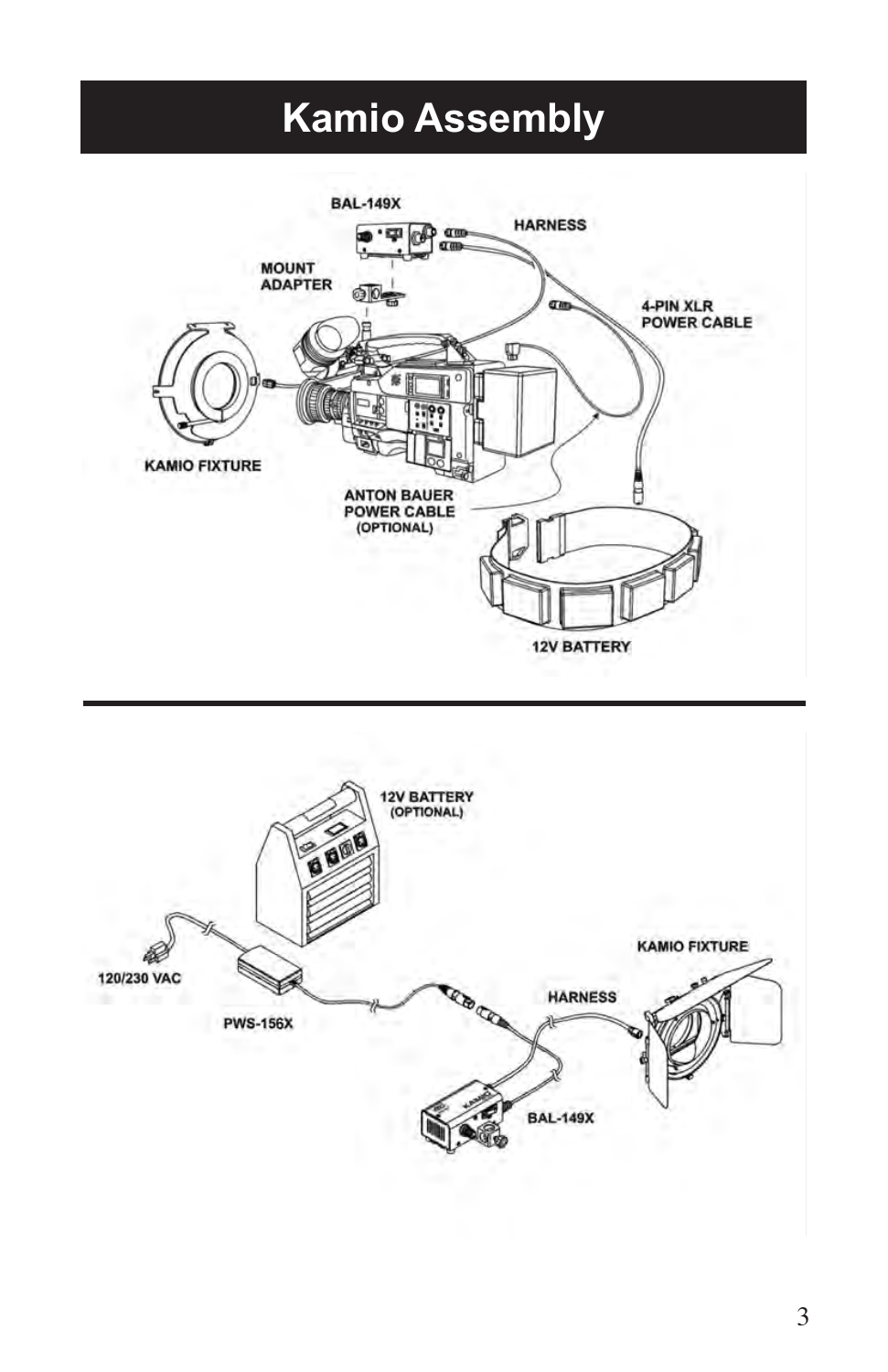# Kamio Assembly

BAL-149X

HARNESS

MOUNT ADAPTER

4-PIN XLR POWER CABLE

KAMIO FIXTURE

ANTON BAUER POWER CABLE (OPTIONAL)

12V BATTERY

12V BATTERY (OPTIONAL)

120/230 VAC

PWS-156X

HARNESS

KAMIO FIXTURE

BAL-149X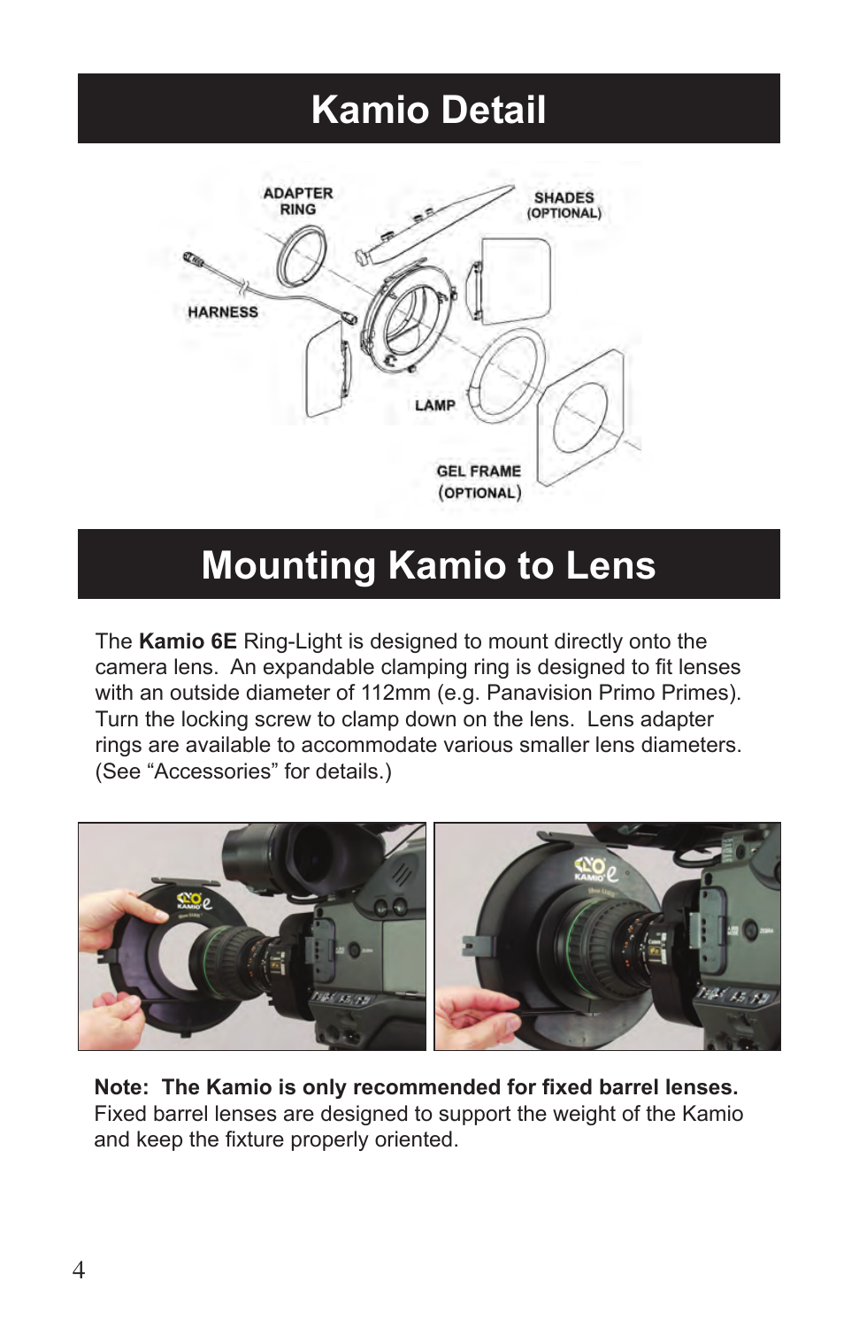# Kamio Detail

ADAPTER RING

SHADES (OPTIONAL)

HARNESS

LAMP

GEL FRAME (OPTIONAL)

# Mounting Kamio to Lens

The **Kamio 6E** Ring-Light is designed to mount directly onto the camera lens. An expandable clamping ring is designed to fit lenses with an outside diameter of 112mm (e.g. Panavision Primo Primes). Turn the locking screw to clamp down on the lens. Lens adapter rings are available to accommodate various smaller lens diameters. (See "Accessories" for details.)

**Note: The Kamio is only recommended for fixed barrel lenses.** Fixed barrel lenses are designed to support the weight of the Kamio and keep the fixture properly oriented.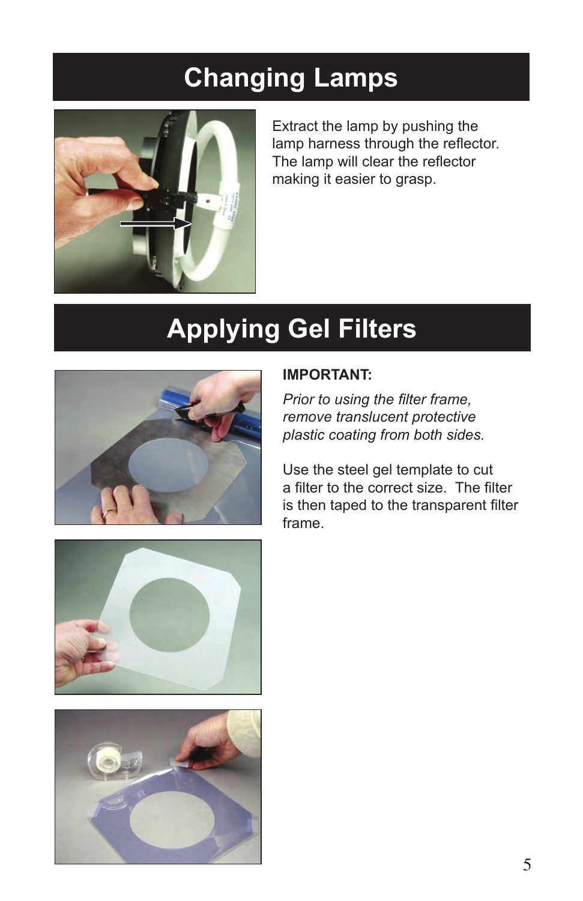# Changing Lamps

Extract the lamp by pushing the lamp harness through the reflector. The lamp will clear the reflector making it easier to grasp.

# Applying Gel Filters

**IMPORTANT:**

*Prior to using the filter frame, remove translucent protective plastic coating from both sides.*

Use the steel gel template to cut a filter to the correct size. The filter is then taped to the transparent filter frame.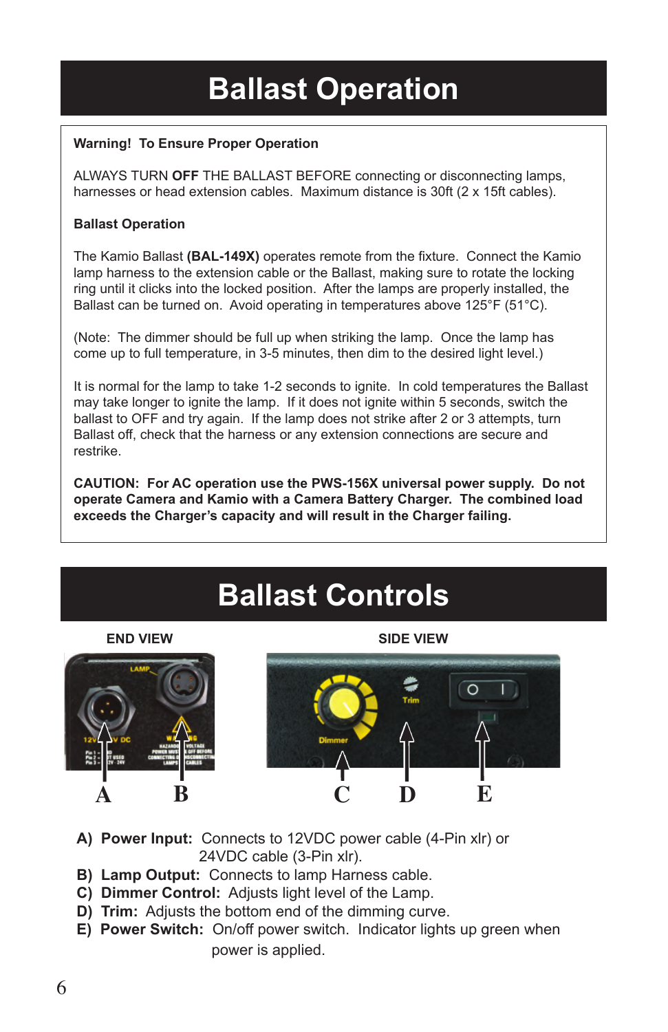# Ballast Operation

**Warning! To Ensure Proper Operation**

ALWAYS TURN **OFF** THE BALLAST BEFORE connecting or disconnecting lamps, harnesses or head extension cables. Maximum distance is 30ft (2 x 15ft cables).

**Ballast Operation**

The Kamio Ballast **(BAL-149X)** operates remote from the fixture. Connect the Kamio lamp harness to the extension cable or the Ballast, making sure to rotate the locking ring until it clicks into the locked position. After the lamps are properly installed, the Ballast can be turned on. Avoid operating in temperatures above 125°F (51°C).

(Note: The dimmer should be full up when striking the lamp. Once the lamp has come up to full temperature, in 3-5 minutes, then dim to the desired light level.)

It is normal for the lamp to take 1-2 seconds to ignite. In cold temperatures the Ballast may take longer to ignite the lamp. If it does not ignite within 5 seconds, switch the ballast to OFF and try again. If the lamp does not strike after 2 or 3 attempts, turn Ballast off, check that the harness or any extension connections are secure and restrike.

**CAUTION: For AC operation use the PWS-156X universal power supply. Do not operate Camera and Kamio with a Camera Battery Charger. The combined load exceeds the Charger's capacity and will result in the Charger failing.**

# Ballast Controls

END VIEW

SIDE VIEW

A B C D E

**A) Power Input:** Connects to 12VDC power cable (4-Pin xlr) or 24VDC cable (3-Pin xlr).
**B) Lamp Output:** Connects to lamp Harness cable.
**C) Dimmer Control:** Adjusts light level of the Lamp.
**D) Trim:** Adjusts the bottom end of the dimming curve.
**E) Power Switch:** On/off power switch. Indicator lights up green when power is applied.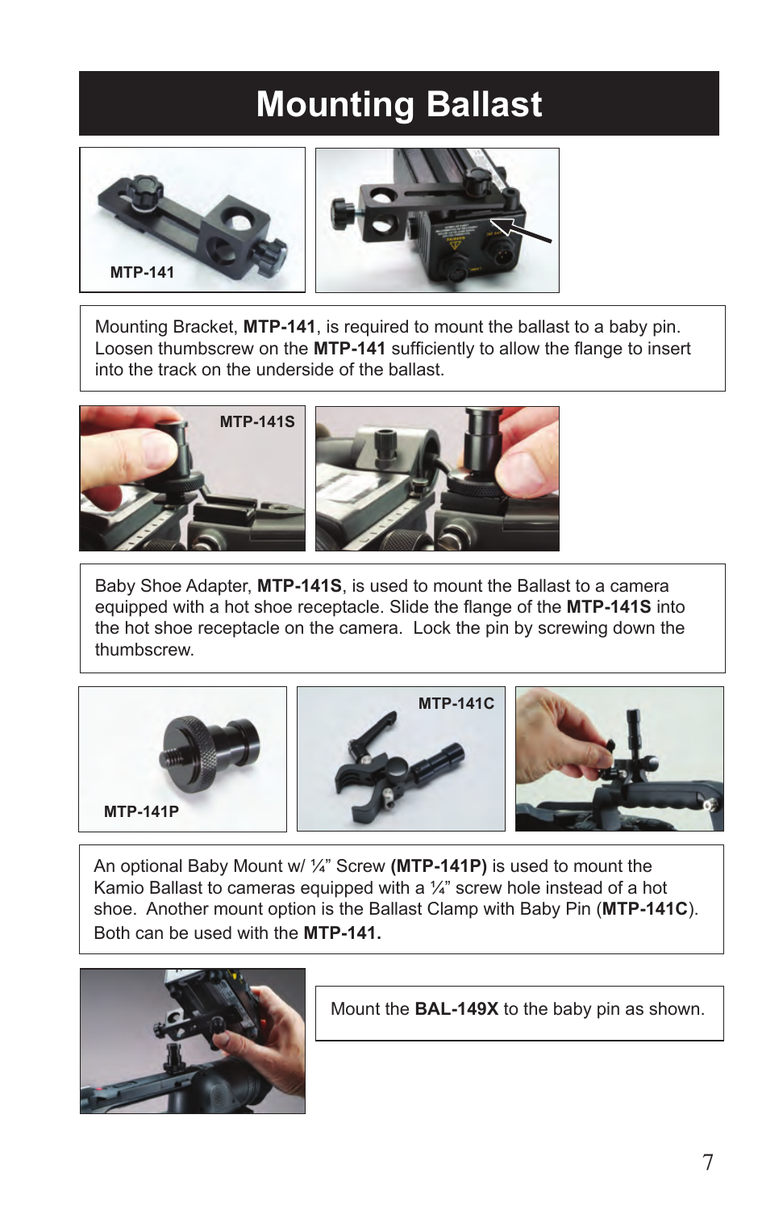# Mounting Ballast

MTP-141

Mounting Bracket, **MTP-141**, is required to mount the ballast to a baby pin. Loosen thumbscrew on the **MTP-141** sufficiently to allow the flange to insert into the track on the underside of the ballast.

MTP-141S

Baby Shoe Adapter, **MTP-141S**, is used to mount the Ballast to a camera equipped with a hot shoe receptacle. Slide the flange of the **MTP-141S** into the hot shoe receptacle on the camera. Lock the pin by screwing down the thumbscrew.

MTP-141P

MTP-141C

An optional Baby Mount w/ ¼" Screw **(MTP-141P)** is used to mount the Kamio Ballast to cameras equipped with a ¼" screw hole instead of a hot shoe. Another mount option is the Ballast Clamp with Baby Pin (**MTP-141C**). Both can be used with the **MTP-141.**

Mount the **BAL-149X** to the baby pin as shown.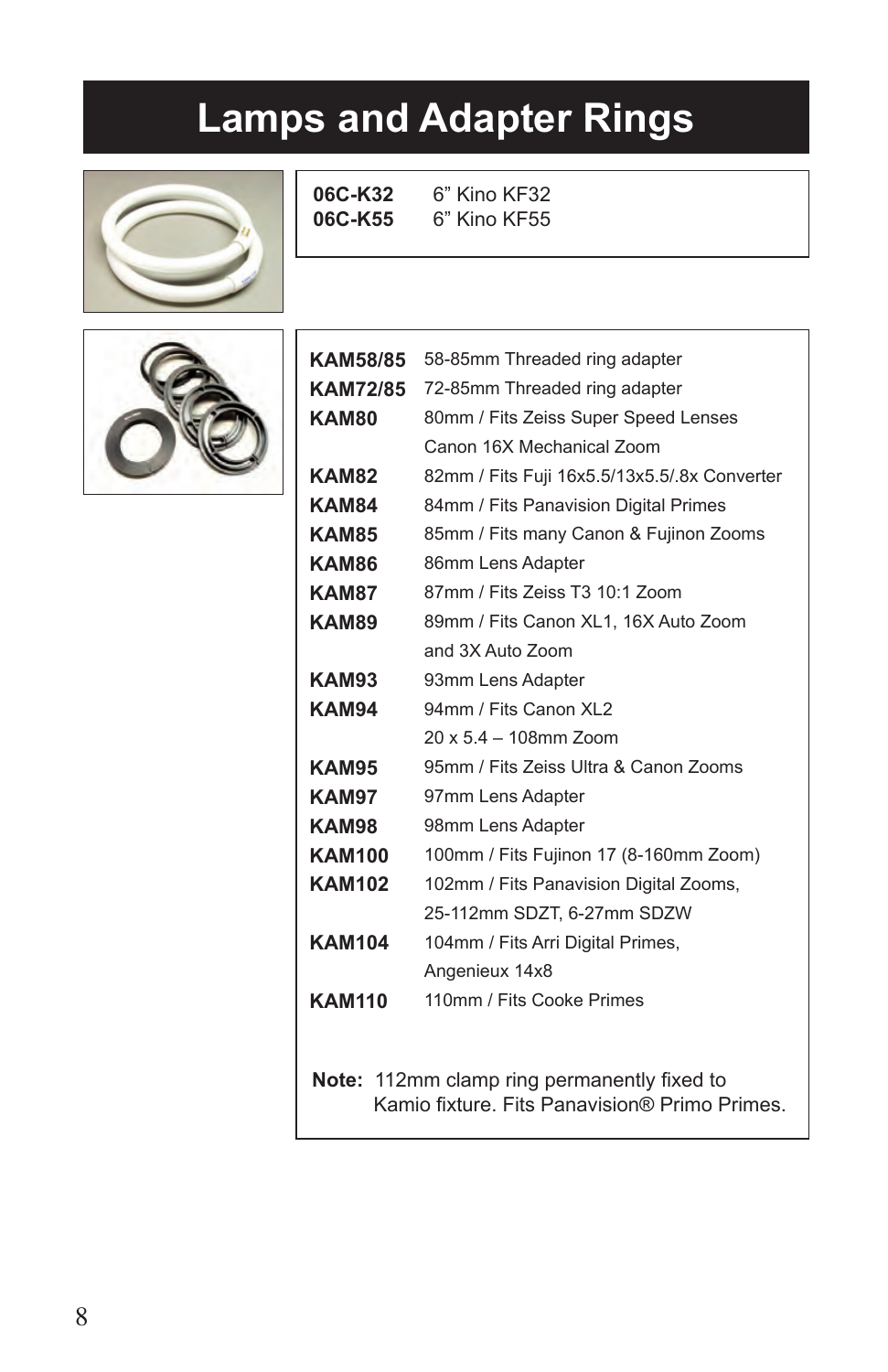# Lamps and Adapter Rings

| | |
|---|---|
| **06C-K32** | 6” Kino KF32 |
| **06C-K55** | 6” Kino KF55 |

| | |
|---|---|
| **KAM58/85** | 58-85mm Threaded ring adapter |
| **KAM72/85** | 72-85mm Threaded ring adapter |
| **KAM80** | 80mm / Fits Zeiss Super Speed Lenses Canon 16X Mechanical Zoom |
| **KAM82** | 82mm / Fits Fuji 16x5.5/13x5.5/.8x Converter |
| **KAM84** | 84mm / Fits Panavision Digital Primes |
| **KAM85** | 85mm / Fits many Canon & Fujinon Zooms |
| **KAM86** | 86mm Lens Adapter |
| **KAM87** | 87mm / Fits Zeiss T3 10:1 Zoom |
| **KAM89** | 89mm / Fits Canon XL1, 16X Auto Zoom and 3X Auto Zoom |
| **KAM93** | 93mm Lens Adapter |
| **KAM94** | 94mm / Fits Canon XL2 20 x 5.4 – 108mm Zoom |
| **KAM95** | 95mm / Fits Zeiss Ultra & Canon Zooms |
| **KAM97** | 97mm Lens Adapter |
| **KAM98** | 98mm Lens Adapter |
| **KAM100** | 100mm / Fits Fujinon 17 (8-160mm Zoom) |
| **KAM102** | 102mm / Fits Panavision Digital Zooms, 25-112mm SDZT, 6-27mm SDZW |
| **KAM104** | 104mm / Fits Arri Digital Primes, Angenieux 14x8 |
| **KAM110** | 110mm / Fits Cooke Primes |

**Note:** 112mm clamp ring permanently fixed to Kamio fixture. Fits Panavision® Primo Primes.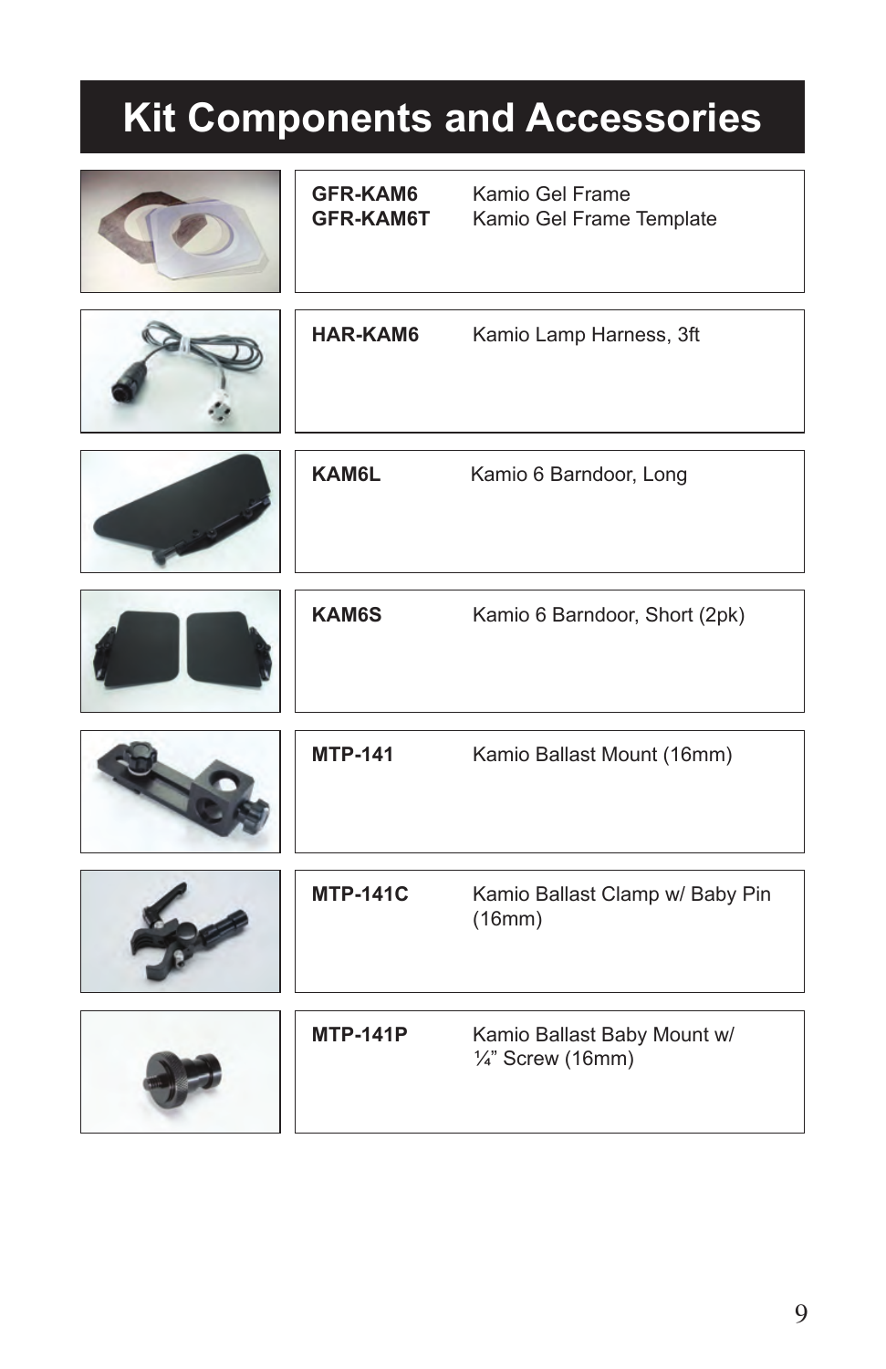# Kit Components and Accessories

| Part Number | Description |
|---|---|
| **GFR-KAM6** | Kamio Gel Frame |
| **GFR-KAM6T** | Kamio Gel Frame Template |
| **HAR-KAM6** | Kamio Lamp Harness, 3ft |
| **KAM6L** | Kamio 6 Barndoor, Long |
| **KAM6S** | Kamio 6 Barndoor, Short (2pk) |
| **MTP-141** | Kamio Ballast Mount (16mm) |
| **MTP-141C** | Kamio Ballast Clamp w/ Baby Pin (16mm) |
| **MTP-141P** | Kamio Ballast Baby Mount w/ ¼" Screw (16mm) |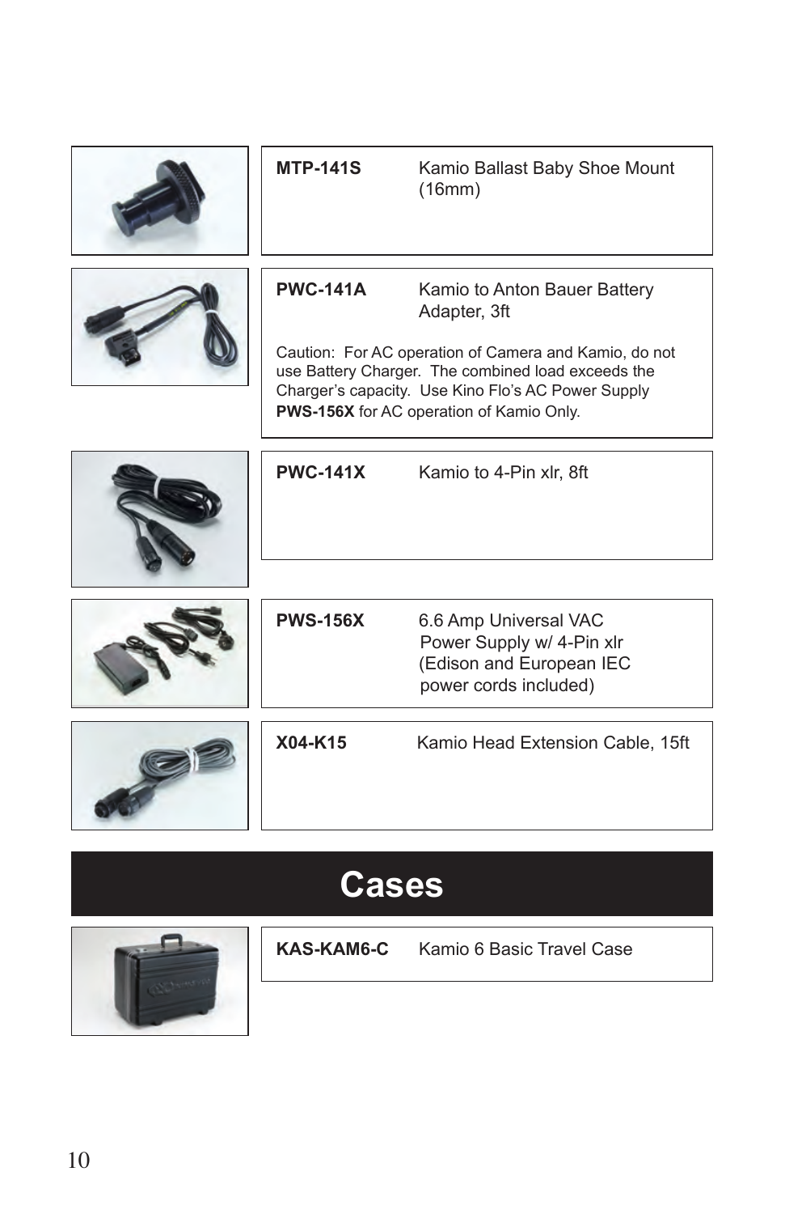**MTP-141S** Kamio Ballast Baby Shoe Mount (16mm)

**PWC-141A** Kamio to Anton Bauer Battery Adapter, 3ft

Caution: For AC operation of Camera and Kamio, do not use Battery Charger. The combined load exceeds the Charger's capacity. Use Kino Flo's AC Power Supply **PWS-156X** for AC operation of Kamio Only.

**PWC-141X** Kamio to 4-Pin xlr, 8ft

**PWS-156X** 6.6 Amp Universal VAC Power Supply w/ 4-Pin xlr (Edison and European IEC power cords included)

**X04-K15** Kamio Head Extension Cable, 15ft

# Cases

**KAS-KAM6-C** Kamio 6 Basic Travel Case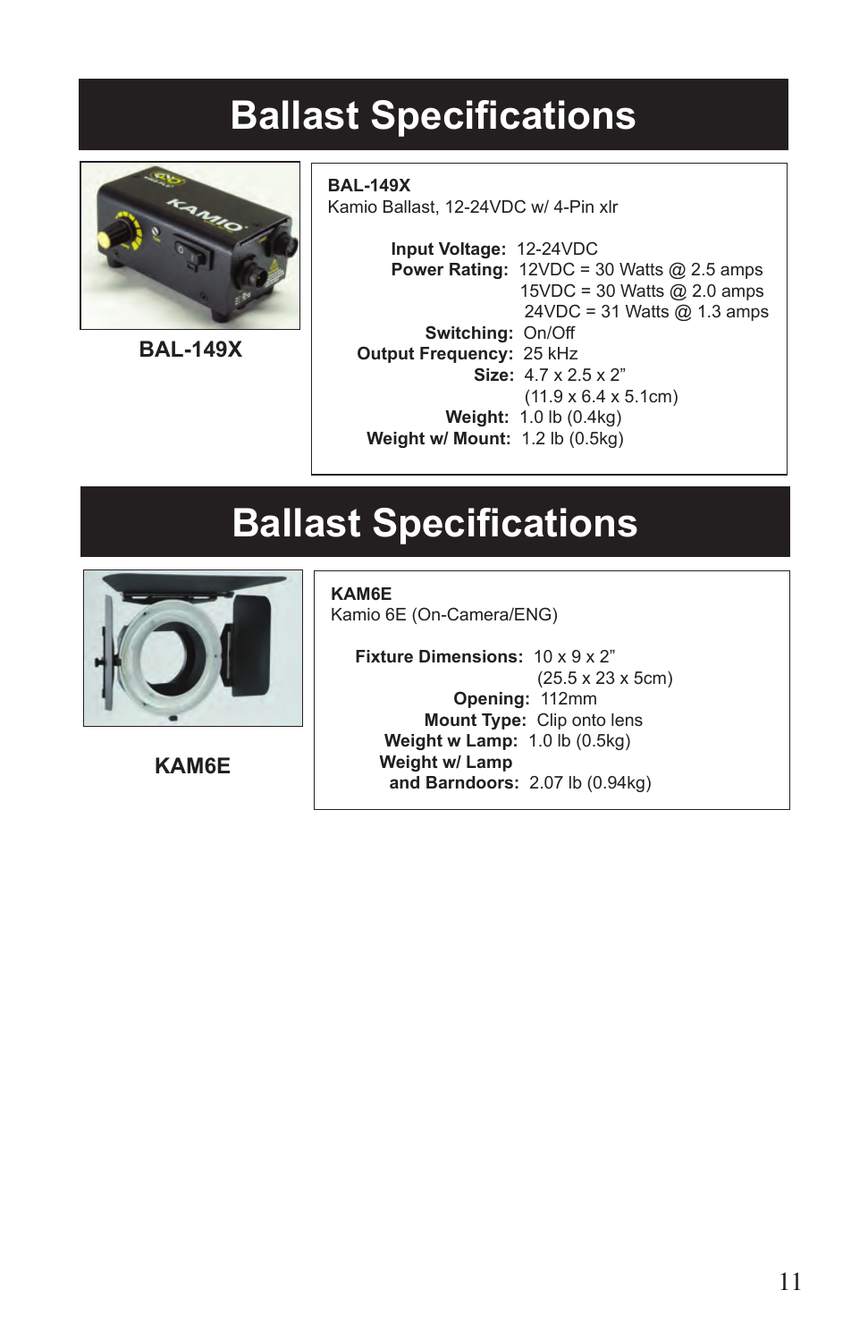# Ballast Specifications

**BAL-149X**

**BAL-149X**
Kamio Ballast, 12-24VDC w/ 4-Pin xlr

**Input Voltage:** 12-24VDC
**Power Rating:** 12VDC = 30 Watts @ 2.5 amps
15VDC = 30 Watts @ 2.0 amps
24VDC = 31 Watts @ 1.3 amps
**Switching:** On/Off
**Output Frequency:** 25 kHz
**Size:** 4.7 x 2.5 x 2”
(11.9 x 6.4 x 5.1cm)
**Weight:** 1.0 lb (0.4kg)
**Weight w/ Mount:** 1.2 lb (0.5kg)

# Ballast Specifications

**KAM6E**

**KAM6E**
Kamio 6E (On-Camera/ENG)

**Fixture Dimensions:** 10 x 9 x 2”
(25.5 x 23 x 5cm)
**Opening:** 112mm
**Mount Type:** Clip onto lens
**Weight w Lamp:** 1.0 lb (0.5kg)
**Weight w/ Lamp and Barndoors:** 2.07 lb (0.94kg)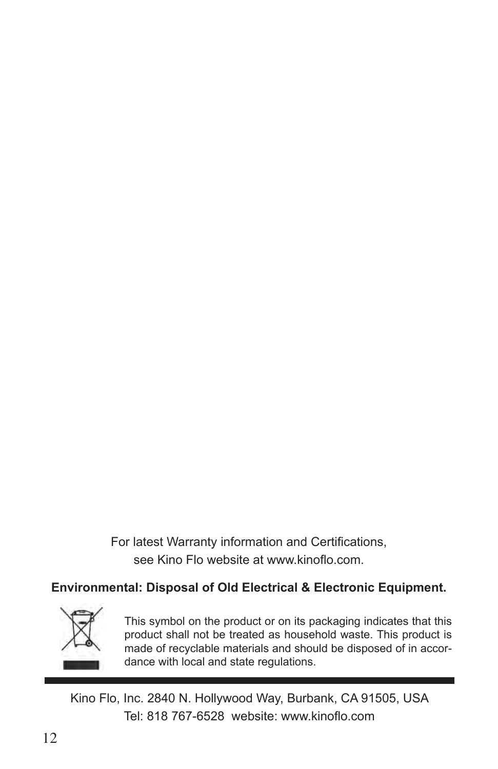For latest Warranty information and Certifications,
see Kino Flo website at www.kinoflo.com.

**Environmental: Disposal of Old Electrical & Electronic Equipment.**

This symbol on the product or on its packaging indicates that this product shall not be treated as household waste. This product is made of recyclable materials and should be disposed of in accordance with local and state regulations.

---

Kino Flo, Inc. 2840 N. Hollywood Way, Burbank, CA 91505, USA
Tel: 818 767-6528 website: www.kinoflo.com